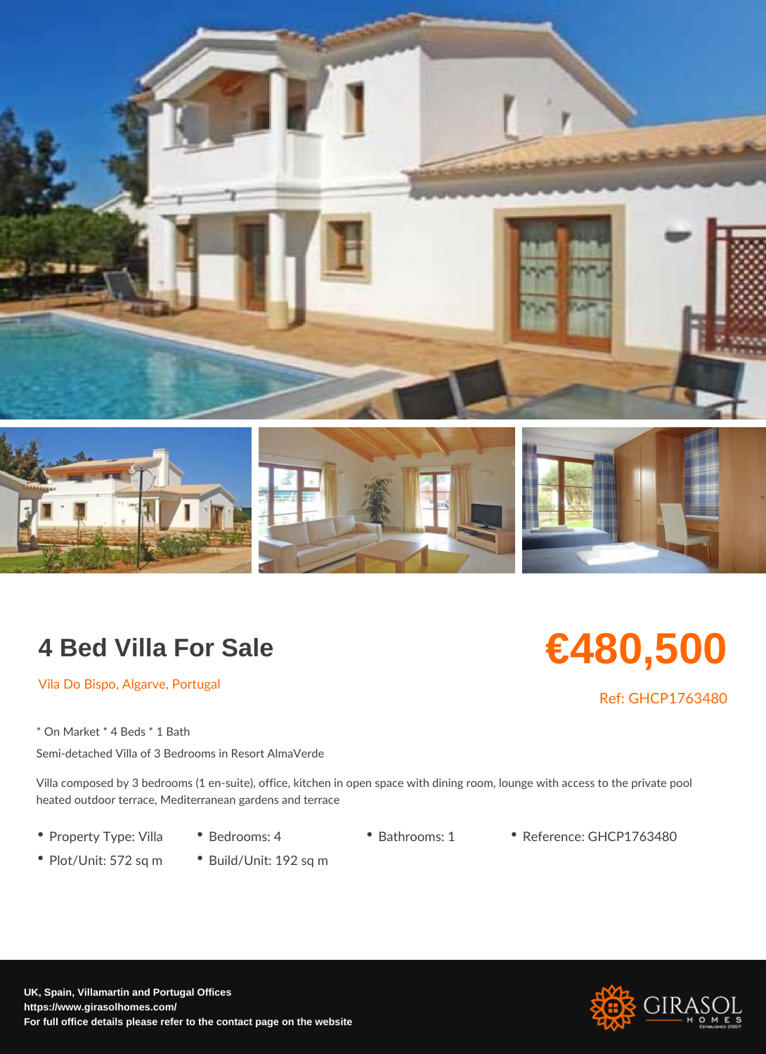# 4 Bed Villa For Sale

**€480,500**

Vila Do Bispo, Algarve, Portugal

Ref: GHCP1763480

* On Market * 4 Beds * 1 Bath

Semi-detached Villa of 3 Bedrooms in Resort AlmaVerde

Villa composed by 3 bedrooms (1 en-suite), office, kitchen in open space with dining room, lounge with access to the private pool heated outdoor terrace, Mediterranean gardens and terrace

- Property Type: Villa
- Bedrooms: 4
- Bathrooms: 1
- Reference: GHCP1763480
- Plot/Unit: 572 sq m
- Build/Unit: 192 sq m

**UK, Spain, Villamartin and Portugal Offices**
**https://www.girasolhomes.com/**
**For full office details please refer to the contact page on the website**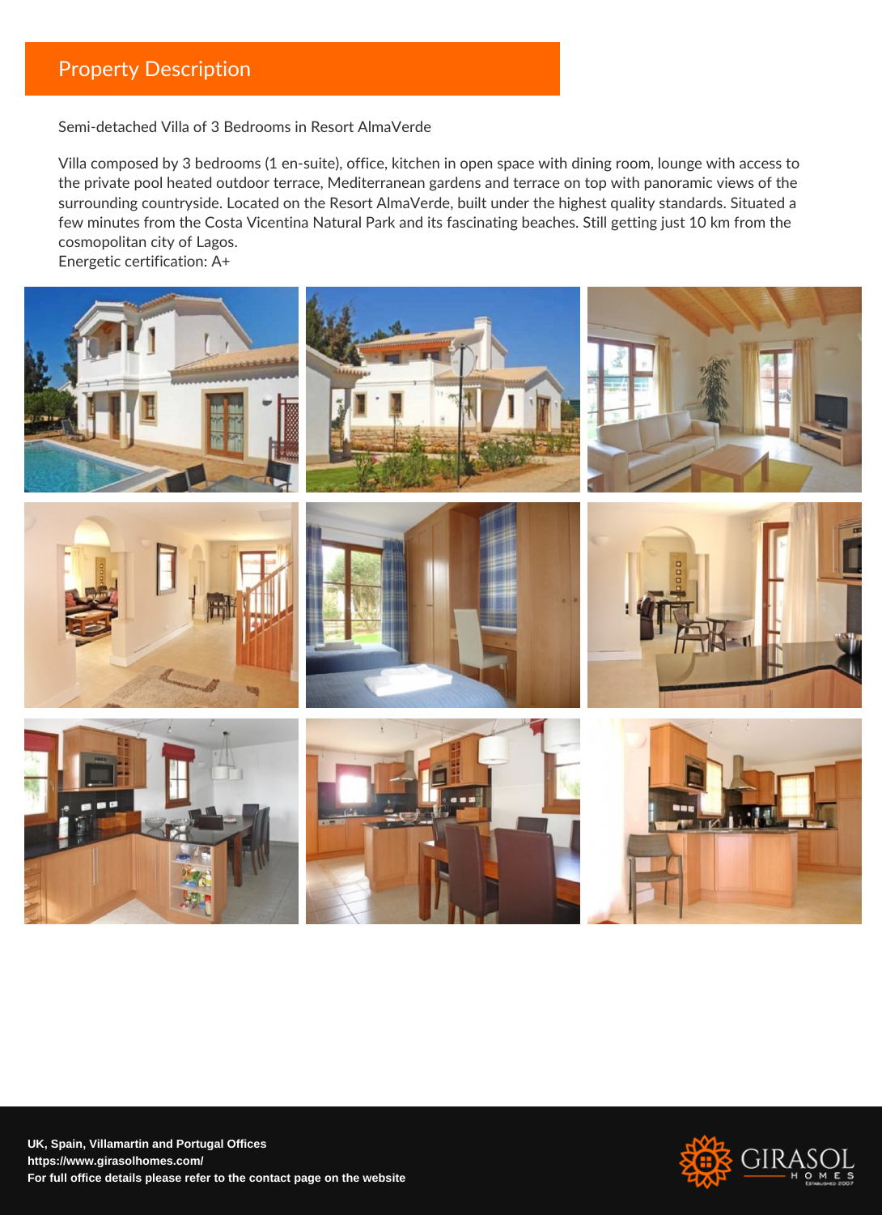## Property Description

Semi-detached Villa of 3 Bedrooms in Resort AlmaVerde

Villa composed by 3 bedrooms (1 en-suite), office, kitchen in open space with dining room, lounge with access to the private pool heated outdoor terrace, Mediterranean gardens and terrace on top with panoramic views of the surrounding countryside. Located on the Resort AlmaVerde, built under the highest quality standards. Situated a few minutes from the Costa Vicentina Natural Park and its fascinating beaches. Still getting just 10 km from the cosmopolitan city of Lagos.
Energetic certification: A+

**UK, Spain, Villamartin and Portugal Offices**
**https://www.girasolhomes.com/**
**For full office details please refer to the contact page on the website**